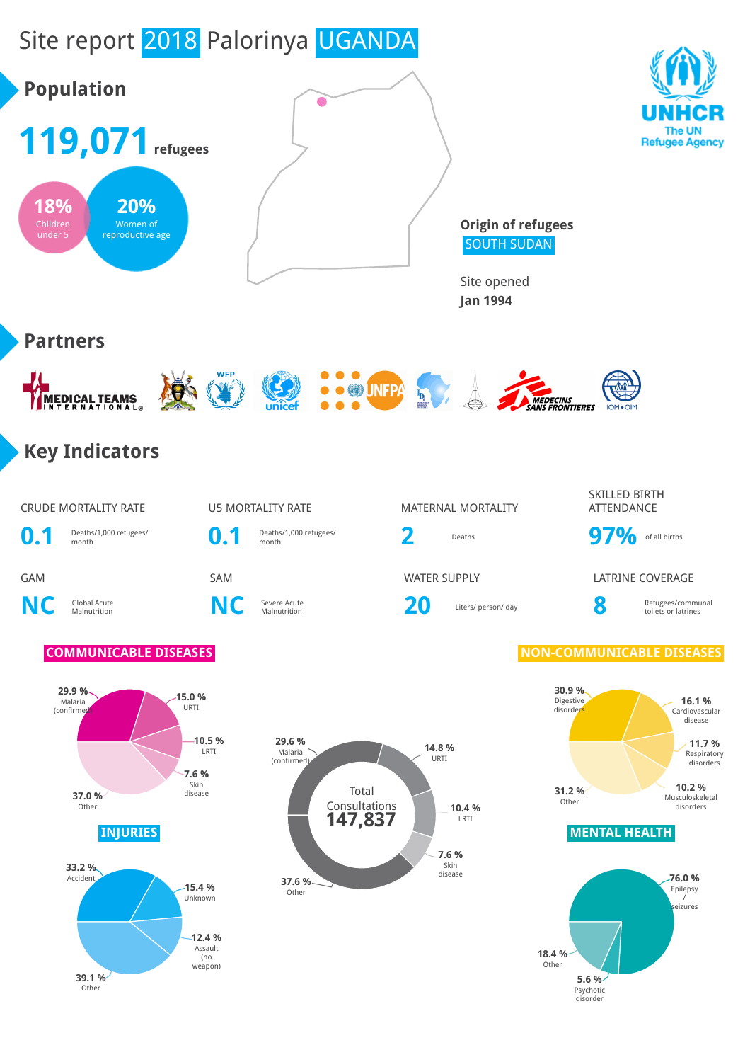# Site report 2018 Palorinya UGANDA

UNHCR
The UN Refugee Agency

## Population

**119,071** refugees

**18%** Children under 5

**20%** Women of reproductive age

**Origin of refugees**
SOUTH SUDAN

Site opened
**Jan 1994**

## Partners

MEDICAL TEAMS INTERNATIONAL, WFP, unicef, UNFPA, MEDECINS SANS FRONTIERES, IOM • OIM

## Key Indicators

| CRUDE MORTALITY RATE | U5 MORTALITY RATE | MATERNAL MORTALITY | SKILLED BIRTH ATTENDANCE |
|---|---|---|---|
| **0.1** Deaths/1,000 refugees/ month | **0.1** Deaths/1,000 refugees/ month | **2** Deaths | **97%** of all births |

| GAM | SAM | WATER SUPPLY | LATRINE COVERAGE |
|---|---|---|---|
| **NC** Global Acute Malnutrition | **NC** Severe Acute Malnutrition | **20** Liters/ person/ day | **8** Refugees/communal toilets or latrines |

### COMMUNICABLE DISEASES

- 29.9 % Malaria (confirmed)
- 15.0 % URTI
- 10.5 % LRTI
- 7.6 % Skin disease
- 37.0 % Other

### Total Consultations 147,837

- 29.6 % Malaria (confirmed)
- 14.8 % URTI
- 10.4 % LRTI
- 7.6 % Skin disease
- 37.6 % Other

### NON-COMMUNICABLE DISEASES

- 30.9 % Digestive disorders
- 16.1 % Cardiovascular disease
- 11.7 % Respiratory disorders
- 10.2 % Musculoskeletal disorders
- 31.2 % Other

### INJURIES

- 33.2 % Accident
- 15.4 % Unknown
- 12.4 % Assault (no weapon)
- 39.1 % Other

### MENTAL HEALTH

- 76.0 % Epilepsy / seizures
- 5.6 % Psychotic disorder
- 18.4 % Other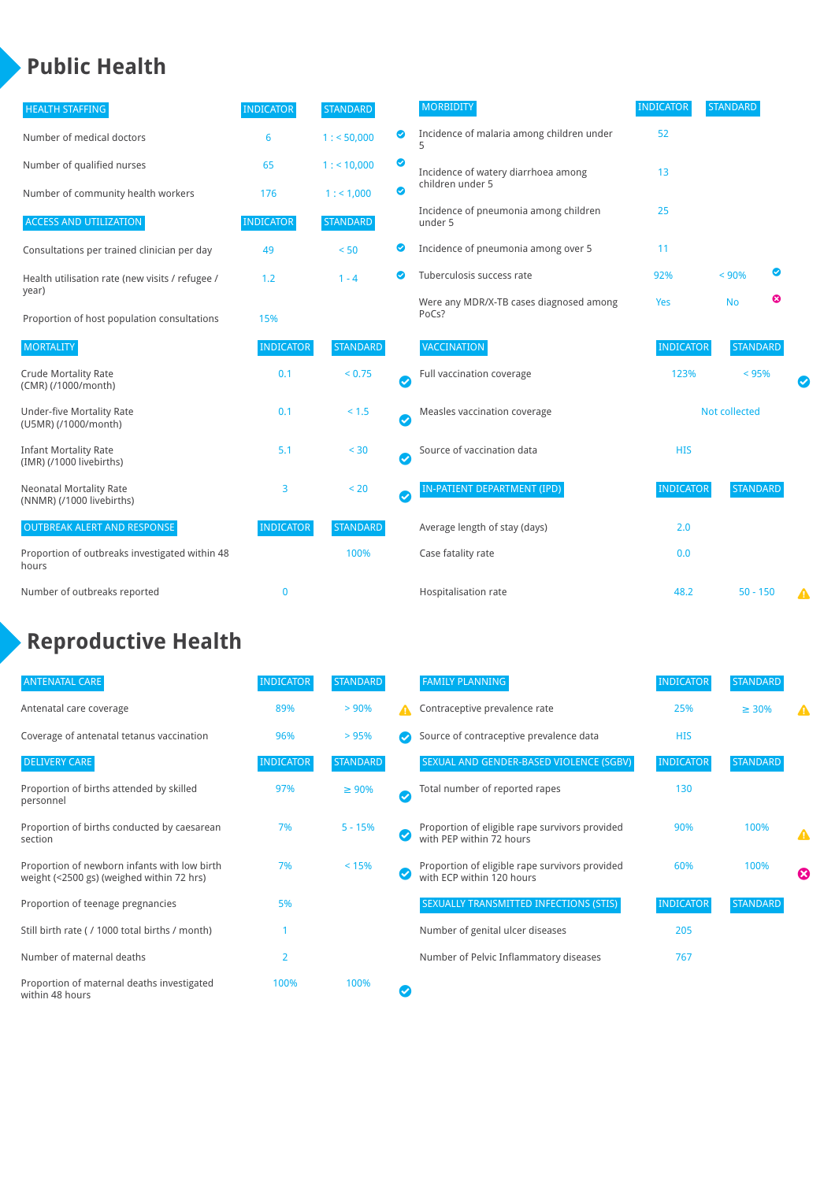# Public Health

| HEALTH STAFFING | INDICATOR | STANDARD | |
|---|---|---|---|
| Number of medical doctors | 6 | 1 : < 50,000 | ✔ |
| Number of qualified nurses | 65 | 1 : < 10,000 | ✔ |
| Number of community health workers | 176 | 1 : < 1,000 | ✔ |

| ACCESS AND UTILIZATION | INDICATOR | STANDARD | |
|---|---|---|---|
| Consultations per trained clinician per day | 49 | < 50 | ✔ |
| Health utilisation rate (new visits / refugee / year) | 1.2 | 1 - 4 | ✔ |
| Proportion of host population consultations | 15% | | |

| MORTALITY | INDICATOR | STANDARD | |
|---|---|---|---|
| Crude Mortality Rate (CMR) (/1000/month) | 0.1 | < 0.75 | ✔ |
| Under-five Mortality Rate (U5MR) (/1000/month) | 0.1 | < 1.5 | ✔ |
| Infant Mortality Rate (IMR) (/1000 livebirths) | 5.1 | < 30 | ✔ |
| Neonatal Mortality Rate (NNMR) (/1000 livebirths) | 3 | < 20 | ✔ |

| OUTBREAK ALERT AND RESPONSE | INDICATOR | STANDARD | |
|---|---|---|---|
| Proportion of outbreaks investigated within 48 hours | | 100% | |
| Number of outbreaks reported | 0 | | |

| MORBIDITY | INDICATOR | STANDARD | |
|---|---|---|---|
| Incidence of malaria among children under 5 | 52 | | |
| Incidence of watery diarrhoea among children under 5 | 13 | | |
| Incidence of pneumonia among children under 5 | 25 | | |
| Incidence of pneumonia among over 5 | 11 | | |
| Tuberculosis success rate | 92% | < 90% | ✔ |
| Were any MDR/X-TB cases diagnosed among PoCs? | Yes | No | ✖ |

| VACCINATION | INDICATOR | STANDARD | |
|---|---|---|---|
| Full vaccination coverage | 123% | < 95% | ✔ |
| Measles vaccination coverage | Not collected | | |
| Source of vaccination data | HIS | | |

| IN-PATIENT DEPARTMENT (IPD) | INDICATOR | STANDARD | |
|---|---|---|---|
| Average length of stay (days) | 2.0 | | |
| Case fatality rate | 0.0 | | |
| Hospitalisation rate | 48.2 | 50 - 150 | ⚠ |

# Reproductive Health

| ANTENATAL CARE | INDICATOR | STANDARD | |
|---|---|---|---|
| Antenatal care coverage | 89% | > 90% | ⚠ |
| Coverage of antenatal tetanus vaccination | 96% | > 95% | ✔ |

| DELIVERY CARE | INDICATOR | STANDARD | |
|---|---|---|---|
| Proportion of births attended by skilled personnel | 97% | ≥ 90% | ✔ |
| Proportion of births conducted by caesarean section | 7% | 5 - 15% | ✔ |
| Proportion of newborn infants with low birth weight (<2500 gs) (weighed within 72 hrs) | 7% | < 15% | ✔ |
| Proportion of teenage pregnancies | 5% | | |
| Still birth rate ( / 1000 total births / month) | 1 | | |
| Number of maternal deaths | 2 | | |
| Proportion of maternal deaths investigated within 48 hours | 100% | 100% | ✔ |

| FAMILY PLANNING | INDICATOR | STANDARD | |
|---|---|---|---|
| Contraceptive prevalence rate | 25% | ≥ 30% | ⚠ |
| Source of contraceptive prevalence data | HIS | | |

| SEXUAL AND GENDER-BASED VIOLENCE (SGBV) | INDICATOR | STANDARD | |
|---|---|---|---|
| Total number of reported rapes | 130 | | |
| Proportion of eligible rape survivors provided with PEP within 72 hours | 90% | 100% | ⚠ |
| Proportion of eligible rape survivors provided with ECP within 120 hours | 60% | 100% | ✖ |

| SEXUALLY TRANSMITTED INFECTIONS (STIS) | INDICATOR | STANDARD |
|---|---|---|
| Number of genital ulcer diseases | 205 | |
| Number of Pelvic Inflammatory diseases | 767 | |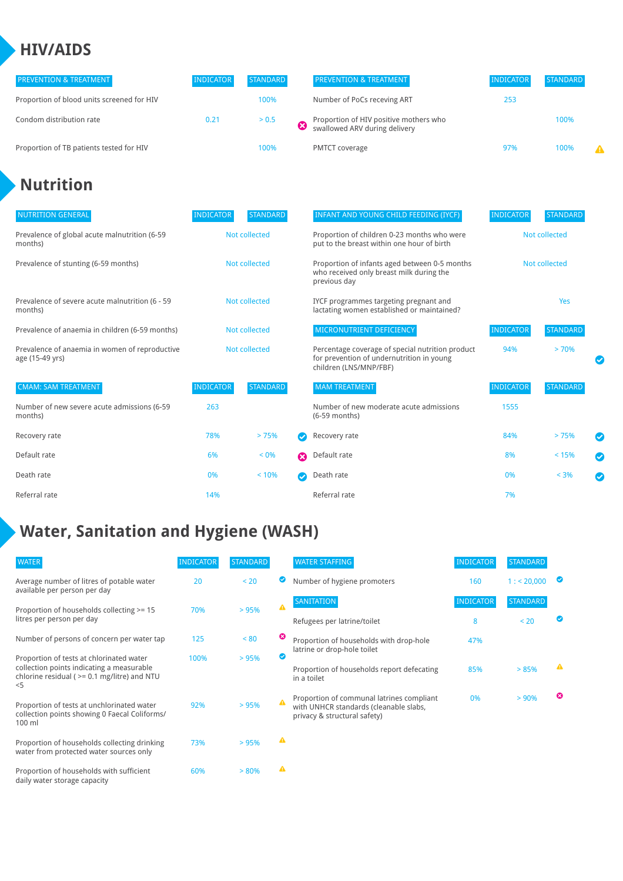# HIV/AIDS

| PREVENTION & TREATMENT | INDICATOR | STANDARD | |
|---|---|---|---|
| Proportion of blood units screened for HIV | | 100% | |
| Condom distribution rate | 0.21 | > 0.5 | ✖ |
| Proportion of TB patients tested for HIV | | 100% | |

| PREVENTION & TREATMENT | INDICATOR | STANDARD | |
|---|---|---|---|
| Number of PoCs receving ART | 253 | | |
| Proportion of HIV positive mothers who swallowed ARV during delivery | | 100% | |
| PMTCT coverage | 97% | 100% | ⚠ |

# Nutrition

| NUTRITION GENERAL | INDICATOR | STANDARD |
|---|---|---|
| Prevalence of global acute malnutrition (6-59 months) | Not collected | |
| Prevalence of stunting (6-59 months) | Not collected | |
| Prevalence of severe acute malnutrition (6 - 59 months) | Not collected | |
| Prevalence of anaemia in children (6-59 months) | Not collected | |
| Prevalence of anaemia in women of reproductive age (15-49 yrs) | Not collected | |

| INFANT AND YOUNG CHILD FEEDING (IYCF) | INDICATOR | STANDARD |
|---|---|---|
| Proportion of children 0-23 months who were put to the breast within one hour of birth | Not collected | |
| Proportion of infants aged between 0-5 months who received only breast milk during the previous day | Not collected | |
| IYCF programmes targeting pregnant and lactating women established or maintained? | | Yes |

| MICRONUTRIENT DEFICIENCY | INDICATOR | STANDARD | |
|---|---|---|---|
| Percentage coverage of special nutrition product for prevention of undernutrition in young children (LNS/MNP/FBF) | 94% | > 70% | ✔ |

| CMAM: SAM TREATMENT | INDICATOR | STANDARD | |
|---|---|---|---|
| Number of new severe acute admissions (6-59 months) | 263 | | |
| Recovery rate | 78% | > 75% | ✔ |
| Default rate | 6% | < 0% | ✖ |
| Death rate | 0% | < 10% | ✔ |
| Referral rate | 14% | | |

| MAM TREATMENT | INDICATOR | STANDARD | |
|---|---|---|---|
| Number of new moderate acute admissions (6-59 months) | 1555 | | |
| Recovery rate | 84% | > 75% | ✔ |
| Default rate | 8% | < 15% | ✔ |
| Death rate | 0% | < 3% | ✔ |
| Referral rate | 7% | | |

# Water, Sanitation and Hygiene (WASH)

| WATER | INDICATOR | STANDARD | |
|---|---|---|---|
| Average number of litres of potable water available per person per day | 20 | < 20 | ✔ |
| Proportion of households collecting >= 15 litres per person per day | 70% | > 95% | ⚠ |
| Number of persons of concern per water tap | 125 | < 80 | ✖ |
| Proportion of tests at chlorinated water collection points indicating a measurable chlorine residual ( >= 0.1 mg/litre) and NTU <5 | 100% | > 95% | ✔ |
| Proportion of tests at unchlorinated water collection points showing 0 Faecal Coliforms/ 100 ml | 92% | > 95% | ⚠ |
| Proportion of households collecting drinking water from protected water sources only | 73% | > 95% | ⚠ |
| Proportion of households with sufficient daily water storage capacity | 60% | > 80% | ⚠ |

| WATER STAFFING | INDICATOR | STANDARD | |
|---|---|---|---|
| Number of hygiene promoters | 160 | 1 : < 20,000 | ✔ |

| SANITATION | INDICATOR | STANDARD | |
|---|---|---|---|
| Refugees per latrine/toilet | 8 | < 20 | ✔ |
| Proportion of households with drop-hole latrine or drop-hole toilet | 47% | | |
| Proportion of households report defecating in a toilet | 85% | > 85% | ⚠ |
| Proportion of communal latrines compliant with UNHCR standards (cleanable slabs, privacy & structural safety) | 0% | > 90% | ✖ |